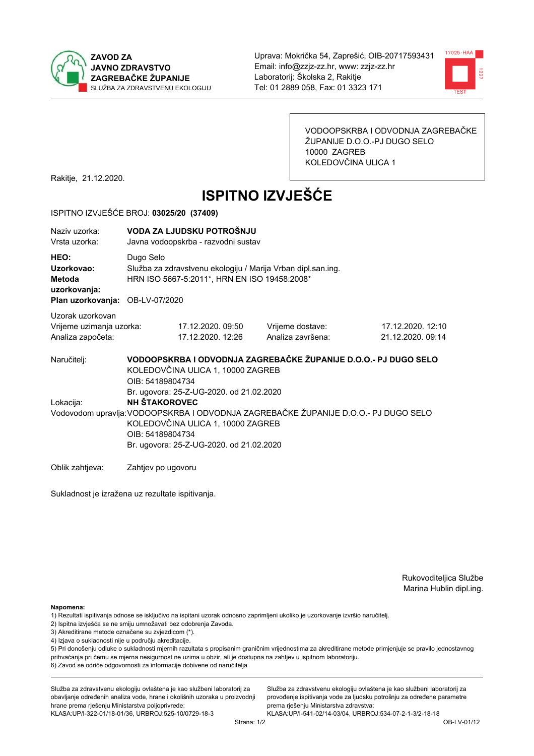**ZAVOD ZA JAVNO ZDRAVSTVO ZAGREBAČKE ŽUPANIJE**
SLUŽBA ZA ZDRAVSTVENU EKOLOGIJU

Uprava: Mokrička 54, Zaprešić, OIB-20717593431
Email: info@zzjz-zz.hr, www: zzjz-zz.hr
Laboratorij: Školska 2, Rakitje
Tel: 01 2889 058, Fax: 01 3323 171

VODOOPSKRBA I ODVODNJA ZAGREBAČKE ŽUPANIJE D.O.O.-PJ DUGO SELO
10000 ZAGREB
KOLEDOVČINA ULICA 1

Rakitje, 21.12.2020.

# ISPITNO IZVJEŠĆE

ISPITNO IZVJEŠĆE BROJ: **03025/20 (37409)**

Naziv uzorka: **VODA ZA LJUDSKU POTROŠNJU**
Vrsta uzorka: Javna vodoopskrba - razvodni sustav

**HEO:** Dugo Selo
**Uzorkovao:** Služba za zdravstvenu ekologiju / Marija Vrban dipl.san.ing.
**Metoda uzorkovanja:** HRN ISO 5667-5:2011*, HRN EN ISO 19458:2008*
**Plan uzorkovanja:** OB-LV-07/2020

Uzorak uzorkovan

| | | | |
|---|---|---|---|
| Vrijeme uzimanja uzorka: | 17.12.2020. 09:50 | Vrijeme dostave: | 17.12.2020. 12:10 |
| Analiza započeta: | 17.12.2020. 12:26 | Analiza završena: | 21.12.2020. 09:14 |

Naručitelj: **VODOOPSKRBA I ODVODNJA ZAGREBAČKE ŽUPANIJE D.O.O.- PJ DUGO SELO**
KOLEDOVČINA ULICA 1, 10000 ZAGREB
OIB: 54189804734
Br. ugovora: 25-Z-UG-2020. od 21.02.2020

Lokacija: **NH ŠTAKOROVEC**

Vodovodom upravlja: VODOOPSKRBA I ODVODNJA ZAGREBAČKE ŽUPANIJE D.O.O.- PJ DUGO SELO
KOLEDOVČINA ULICA 1, 10000 ZAGREB
OIB: 54189804734
Br. ugovora: 25-Z-UG-2020. od 21.02.2020

Oblik zahtjeva: Zahtjev po ugovoru

Sukladnost je izražena uz rezultate ispitivanja.

Rukovoditeljica Službe
Marina Hublin dipl.ing.

**Napomena:**
1) Rezultati ispitivanja odnose se isključivo na ispitani uzorak odnosno zaprimljeni ukoliko je uzorkovanje izvršio naručitelj.
2) Ispitna izvješća se ne smiju umnožavati bez odobrenja Zavoda.
3) Akreditirane metode označene su zvjezdicom (*).
4) Izjava o sukladnosti nije u području akreditacije.
5) Pri donošenju odluke o sukladnosti mjernih rezultata s propisanim graničnim vrijednostima za akreditirane metode primjenjuje se pravilo jednostavnog prihvaćanja pri čemu se mjerna nesigurnost ne uzima u obzir, ali je dostupna na zahtjev u ispitnom laboratoriju.
6) Zavod se odriče odgovornosti za informacije dobivene od naručitelja

Služba za zdravstvenu ekologiju ovlaštena je kao službeni laboratorij za obavljanje određenih analiza vode, hrane i okolišnih uzoraka u proizvodnji hrane prema rješenju Ministarstva poljoprivrede:
KLASA:UP/I-322-01/18-01/36, URBROJ:525-10/0729-18-3

Služba za zdravstvenu ekologiju ovlaštena je kao službeni laboratorij za provođenje ispitivanja vode za ljudsku potrošnju za određene parametre prema rješenju Ministarstva zdravstva:
KLASA:UP/I-541-02/14-03/04, URBROJ:534-07-2-1-3/2-18-18

OB-LV-01/12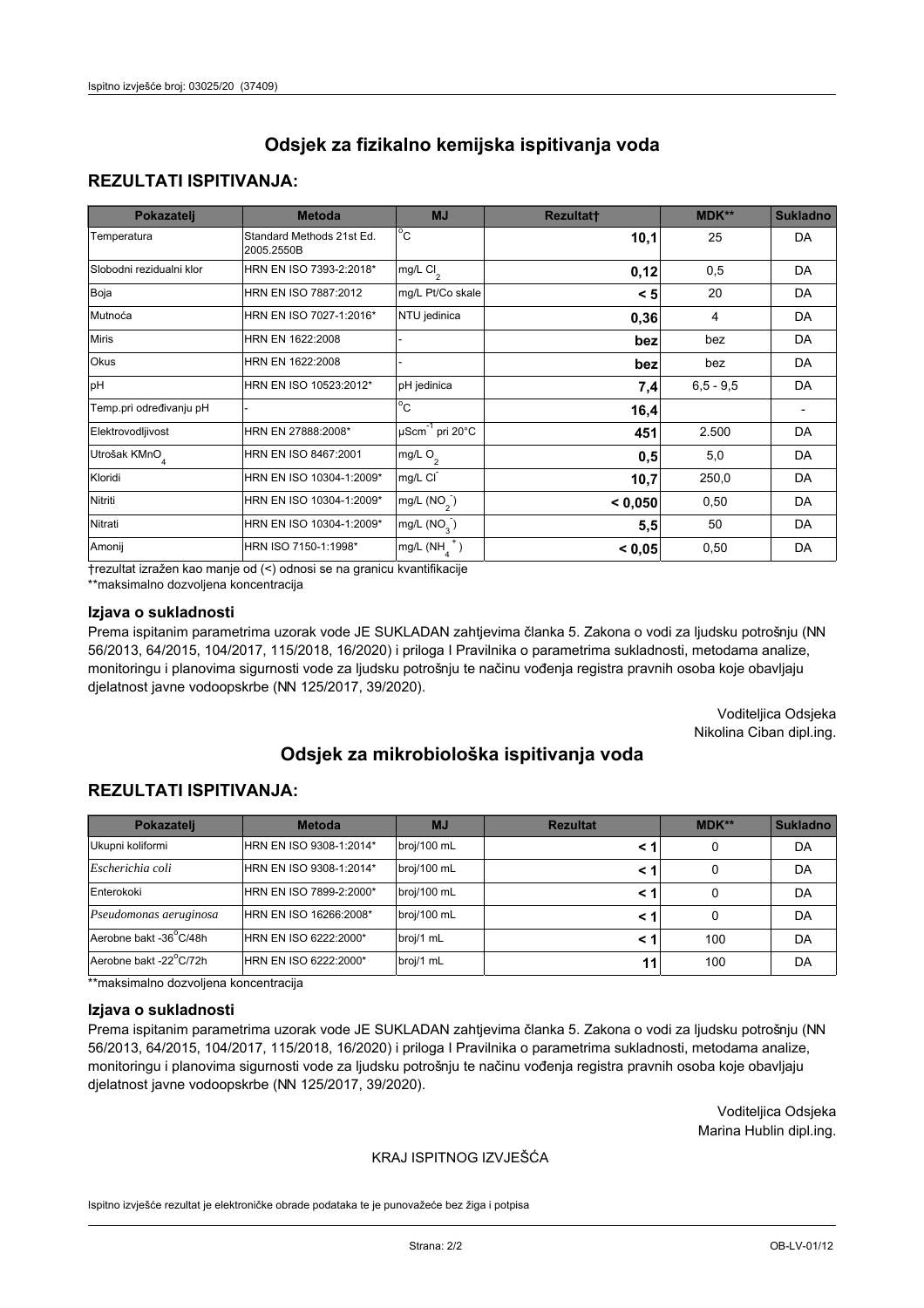# Odsjek za fizikalno kemijska ispitivanja voda

## REZULTATI ISPITIVANJA:

| Pokazatelj | Metoda | MJ | Rezultat† | MDK** | Sukladno |
|---|---|---|---|---|---|
| Temperatura | Standard Methods 21st Ed. 2005.2550B | °C | **10,1** | 25 | DA |
| Slobodni rezidualni klor | HRN EN ISO 7393-2:2018* | mg/L $Cl_2$ | **0,12** | 0,5 | DA |
| Boja | HRN EN ISO 7887:2012 | mg/L Pt/Co skale | **< 5** | 20 | DA |
| Mutnoća | HRN EN ISO 7027-1:2016* | NTU jedinica | **0,36** | 4 | DA |
| Miris | HRN EN 1622:2008 | - | **bez** | bez | DA |
| Okus | HRN EN 1622:2008 | - | **bez** | bez | DA |
| pH | HRN EN ISO 10523:2012* | pH jedinica | **7,4** | 6,5 - 9,5 | DA |
| Temp.pri određivanju pH | - | °C | **16,4** | | - |
| Elektrovodljivost | HRN EN 27888:2008* | $\mu Scm^{-1}$ pri 20°C | **451** | 2.500 | DA |
| Utrošak $KMnO_4$ | HRN EN ISO 8467:2001 | mg/L $O_2$ | **0,5** | 5,0 | DA |
| Kloridi | HRN EN ISO 10304-1:2009* | mg/L $Cl^-$ | **10,7** | 250,0 | DA |
| Nitriti | HRN EN ISO 10304-1:2009* | mg/L $(NO_2^-)$ | **< 0,050** | 0,50 | DA |
| Nitrati | HRN EN ISO 10304-1:2009* | mg/L $(NO_3^-)$ | **5,5** | 50 | DA |
| Amonij | HRN ISO 7150-1:1998* | mg/L $(NH_4^+)$ | **< 0,05** | 0,50 | DA |

†rezultat izražen kao manje od (<) odnosi se na granicu kvantifikacije
**maksimalno dozvoljena koncentracija

### Izjava o sukladnosti

Prema ispitanim parametrima uzorak vode JE SUKLADAN zahtjevima članka 5. Zakona o vodi za ljudsku potrošnju (NN 56/2013, 64/2015, 104/2017, 115/2018, 16/2020) i priloga I Pravilnika o parametrima sukladnosti, metodama analize, monitoringu i planovima sigurnosti vode za ljudsku potrošnju te načinu vođenja registra pravnih osoba koje obavljaju djelatnost javne vodoopskrbe (NN 125/2017, 39/2020).

Voditeljica Odsjeka
Nikolina Ciban dipl.ing.

# Odsjek za mikrobiološka ispitivanja voda

## REZULTATI ISPITIVANJA:

| Pokazatelj | Metoda | MJ | Rezultat | MDK** | Sukladno |
|---|---|---|---|---|---|
| Ukupni koliformi | HRN EN ISO 9308-1:2014* | broj/100 mL | **< 1** | 0 | DA |
| *Escherichia coli* | HRN EN ISO 9308-1:2014* | broj/100 mL | **< 1** | 0 | DA |
| Enterokoki | HRN EN ISO 7899-2:2000* | broj/100 mL | **< 1** | 0 | DA |
| *Pseudomonas aeruginosa* | HRN EN 16266:2008* | broj/100 mL | **< 1** | 0 | DA |
| Aerobne bakt -36°C/48h | HRN EN ISO 6222:2000* | broj/1 mL | **< 1** | 100 | DA |
| Aerobne bakt -22°C/72h | HRN EN ISO 6222:2000* | broj/1 mL | **11** | 100 | DA |

**maksimalno dozvoljena koncentracija

### Izjava o sukladnosti

Prema ispitanim parametrima uzorak vode JE SUKLADAN zahtjevima članka 5. Zakona o vodi za ljudsku potrošnju (NN 56/2013, 64/2015, 104/2017, 115/2018, 16/2020) i priloga I Pravilnika o parametrima sukladnosti, metodama analize, monitoringu i planovima sigurnosti vode za ljudsku potrošnju te načinu vođenja registra pravnih osoba koje obavljaju djelatnost javne vodoopskrbe (NN 125/2017, 39/2020).

Voditeljica Odsjeka
Marina Hublin dipl.ing.

KRAJ ISPITNOG IZVJEŠĆA

Ispitno izvješće rezultat je elektroničke obrade podataka te je punovažeće bez žiga i potpisa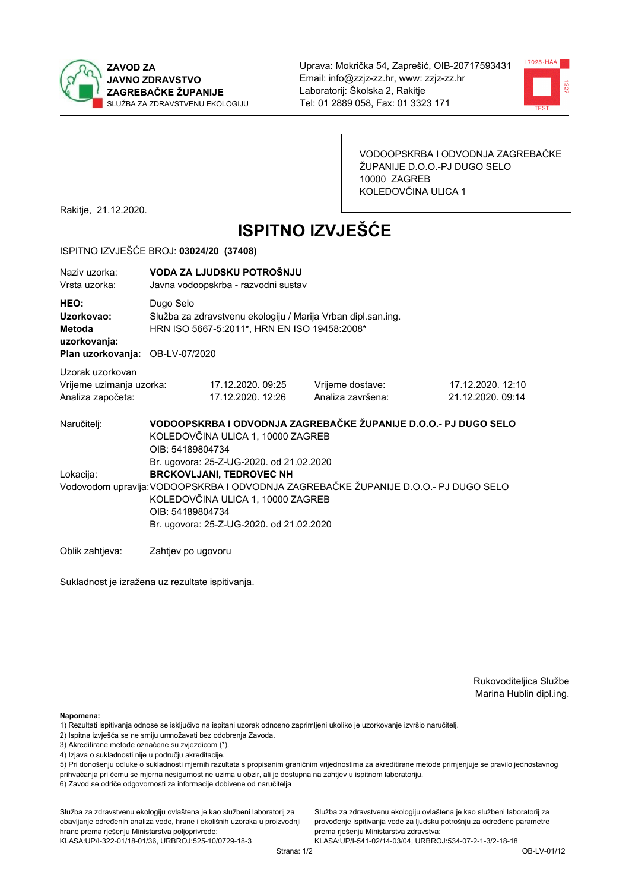ZAVOD ZA JAVNO ZDRAVSTVO ZAGREBAČKE ŽUPANIJE
SLUŽBA ZA ZDRAVSTVENU EKOLOGIJU

Uprava: Mokrička 54, Zaprešić, OIB-20717593431
Email: info@zzjz-zz.hr, www: zzjz-zz.hr
Laboratorij: Školska 2, Rakitje
Tel: 01 2889 058, Fax: 01 3323 171

VODOOPSKRBA I ODVODNJA ZAGREBAČKE ŽUPANIJE D.O.O.-PJ DUGO SELO
10000 ZAGREB
KOLEDOVČINA ULICA 1

Rakitje, 21.12.2020.

# ISPITNO IZVJEŠĆE

ISPITNO IZVJEŠĆE BROJ: **03024/20 (37408)**

Naziv uzorka: **VODA ZA LJUDSKU POTROŠNJU**
Vrsta uzorka: Javna vodoopskrba - razvodni sustav

**HEO:** Dugo Selo
**Uzorkovao:** Služba za zdravstvenu ekologiju / Marija Vrban dipl.san.ing.
**Metoda uzorkovanja:** HRN ISO 5667-5:2011*, HRN EN ISO 19458:2008*
**Plan uzorkovanja:** OB-LV-07/2020

Uzorak uzorkovan

| | | | |
|---|---|---|---|
| Vrijeme uzimanja uzorka: | 17.12.2020. 09:25 | Vrijeme dostave: | 17.12.2020. 12:10 |
| Analiza započeta: | 17.12.2020. 12:26 | Analiza završena: | 21.12.2020. 09:14 |

Naručitelj: **VODOOPSKRBA I ODVODNJA ZAGREBAČKE ŽUPANIJE D.O.O.- PJ DUGO SELO**
KOLEDOVČINA ULICA 1, 10000 ZAGREB
OIB: 54189804734
Br. ugovora: 25-Z-UG-2020. od 21.02.2020

Lokacija: **BRCKOVLJANI, TEDROVEC NH**

Vodovodom upravlja: VODOOPSKRBA I ODVODNJA ZAGREBAČKE ŽUPANIJE D.O.O.- PJ DUGO SELO
KOLEDOVČINA ULICA 1, 10000 ZAGREB
OIB: 54189804734
Br. ugovora: 25-Z-UG-2020. od 21.02.2020

Oblik zahtjeva: Zahtjev po ugovoru

Sukladnost je izražena uz rezultate ispitivanja.

Rukoviditeljica Službe
Marina Hublin dipl.ing.

**Napomena:**
1) Rezultati ispitivanja odnose se isključivo na ispitani uzorak odnosno zaprimljeni ukoliko je uzorkovanje izvršio naručitelj.
2) Ispitna izvješća se ne smiju umnožavati bez odobrenja Zavoda.
3) Akreditirane metode označene su zvjezdicom (*).
4) Izjava o sukladnosti nije u području akreditacije.
5) Pri donošenju odluke o sukladnosti mjernih razultata s propisanim graničnim vrijednostima za akreditirane metode primjenjuje se pravilo jednostavnog prihvaćanja pri čemu se mjerna nesigurnost ne uzima u obzir, ali je dostupna na zahtjev u ispitnom laboratoriju.
6) Zavod se odriče odgovornosti za informacije dobivene od naručitelja

Služba za zdravstvenu ekologiju ovlaštena je kao službeni laboratorij za obavljanje određenih analiza vode, hrane i okolišnih uzoraka u proizvodnji hrane prema rješenju Ministarstva poljoprivrede:
KLASA:UP/I-322-01/18-01/36, URBROJ:525-10/0729-18-3

Služba za zdravstvenu ekologiju ovlaštena je kao službeni laboratorij za provođenje ispitivanja vode za ljudsku potrošnju za određene parametre prema rješenju Ministarstva zdravstva:
KLASA:UP/I-541-02/14-03/04, URBROJ:534-07-2-1-3/2-18-18

OB-LV-01/12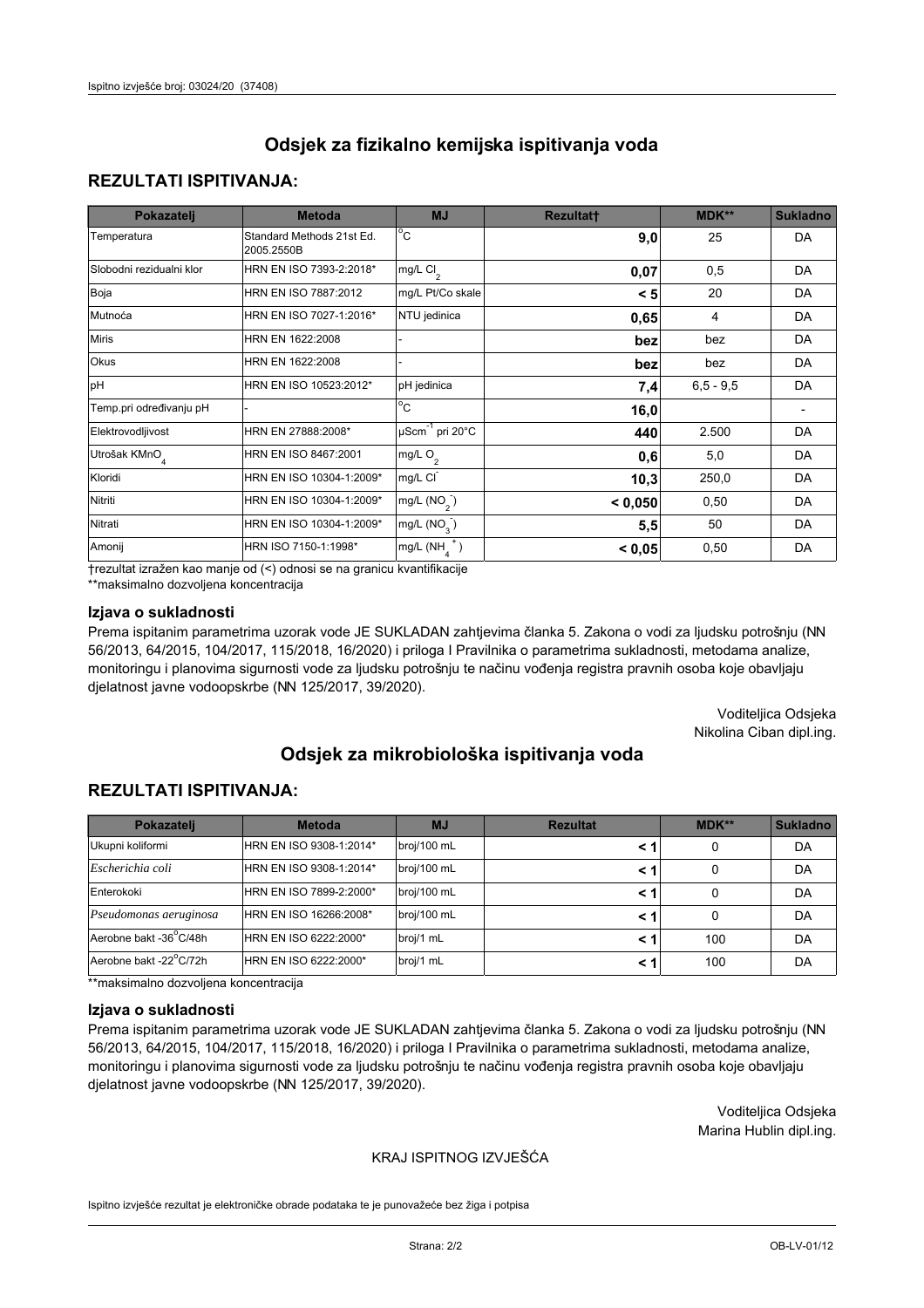# Odsjek za fizikalno kemijska ispitivanja voda

## REZULTATI ISPITIVANJA:

| Pokazatelj | Metoda | MJ | Rezultat† | MDK** | Sukladno |
|---|---|---|---|---|---|
| Temperatura | Standard Methods 21st Ed. 2005.2550B | °C | **9,0** | 25 | DA |
| Slobodni rezidualni klor | HRN EN ISO 7393-2:2018* | mg/L $Cl_2$ | **0,07** | 0,5 | DA |
| Boja | HRN EN ISO 7887:2012 | mg/L Pt/Co skale | **< 5** | 20 | DA |
| Mutnoća | HRN EN ISO 7027-1:2016* | NTU jedinica | **0,65** | 4 | DA |
| Miris | HRN EN 1622:2008 | - | **bez** | bez | DA |
| Okus | HRN EN 1622:2008 | - | **bez** | bez | DA |
| pH | HRN EN ISO 10523:2012* | pH jedinica | **7,4** | 6,5 - 9,5 | DA |
| Temp.pri određivanju pH | - | °C | **16,0** | | - |
| Elektrovodljivost | HRN EN 27888:2008* | $\mu Scm^{-1}$ pri 20°C | **440** | 2.500 | DA |
| Utrošak $KMnO_4$ | HRN EN ISO 8467:2001 | mg/L $O_2$ | **0,6** | 5,0 | DA |
| Kloridi | HRN EN ISO 10304-1:2009* | mg/L $Cl^-$ | **10,3** | 250,0 | DA |
| Nitriti | HRN EN ISO 10304-1:2009* | mg/L ($NO_2^-$) | **< 0,050** | 0,50 | DA |
| Nitrati | HRN EN ISO 10304-1:2009* | mg/L ($NO_3^-$) | **5,5** | 50 | DA |
| Amonij | HRN ISO 7150-1:1998* | mg/L ($NH_4^+$) | **< 0,05** | 0,50 | DA |

†rezultat izražen kao manje od (<) odnosi se na granicu kvantifikacije
**maksimalno dozvoljena koncentracija

### Izjava o sukladnosti

Prema ispitanim parametrima uzorak vode JE SUKLADAN zahtjevima članka 5. Zakona o vodi za ljudsku potrošnju (NN 56/2013, 64/2015, 104/2017, 115/2018, 16/2020) i priloga I Pravilnika o parametrima sukladnosti, metodama analize, monitoringu i planovima sigurnosti vode za ljudsku potrošnju te načinu vođenja registra pravnih osoba koje obavljaju djelatnost javne vodoopskrbe (NN 125/2017, 39/2020).

Voditeljica Odsjeka
Nikolina Ciban dipl.ing.

# Odsjek za mikrobiološka ispitivanja voda

## REZULTATI ISPITIVANJA:

| Pokazatelj | Metoda | MJ | Rezultat | MDK** | Sukladno |
|---|---|---|---|---|---|
| Ukupni koliformi | HRN EN ISO 9308-1:2014* | broj/100 mL | **< 1** | 0 | DA |
| *Escherichia coli* | HRN EN ISO 9308-1:2014* | broj/100 mL | **< 1** | 0 | DA |
| Enterokoki | HRN EN ISO 7899-2:2000* | broj/100 mL | **< 1** | 0 | DA |
| *Pseudomonas aeruginosa* | HRN EN ISO 16266:2008* | broj/100 mL | **< 1** | 0 | DA |
| Aerobne bakt -36°C/48h | HRN EN ISO 6222:2000* | broj/1 mL | **< 1** | 100 | DA |
| Aerobne bakt -22°C/72h | HRN EN ISO 6222:2000* | broj/1 mL | **< 1** | 100 | DA |

**maksimalno dozvoljena koncentracija

### Izjava o sukladnosti

Prema ispitanim parametrima uzorak vode JE SUKLADAN zahtjevima članka 5. Zakona o vodi za ljudsku potrošnju (NN 56/2013, 64/2015, 104/2017, 115/2018, 16/2020) i priloga I Pravilnika o parametrima sukladnosti, metodama analize, monitoringu i planovima sigurnosti vode za ljudsku potrošnju te načinu vođenja registra pravnih osoba koje obavljaju djelatnost javne vodoopskrbe (NN 125/2017, 39/2020).

Voditeljica Odsjeka
Marina Hublin dipl.ing.

KRAJ ISPITNOG IZVJEŠĆA

Ispitno izvješće rezultat je elektroničke obrade podataka te je punovažeće bez žiga i potpisa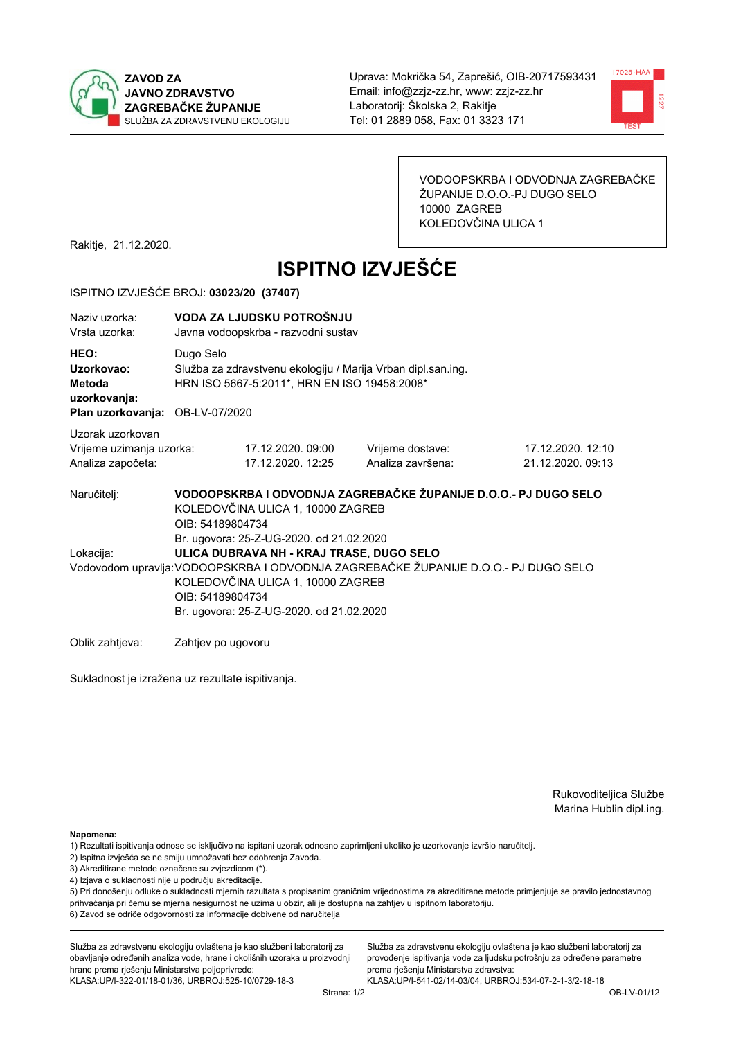**ZAVOD ZA JAVNO ZDRAVSTVO ZAGREBAČKE ŽUPANIJE**
SLUŽBA ZA ZDRAVSTVENU EKOLOGIJU

Uprava: Mokrička 54, Zaprešić, OIB-20717593431
Email: info@zzjz-zz.hr, www: zzjz-zz.hr
Laboratorij: Školska 2, Rakitje
Tel: 01 2889 058, Fax: 01 3323 171

VODOOPSKRBA I ODVODNJA ZAGREBAČKE ŽUPANIJE D.O.O.-PJ DUGO SELO
10000 ZAGREB
KOLEDOVČINA ULICA 1

Rakitje, 21.12.2020.

# ISPITNO IZVJEŠĆE

ISPITNO IZVJEŠĆE BROJ: **03023/20 (37407)**

Naziv uzorka: **VODA ZA LJUDSKU POTROŠNJU**
Vrsta uzorka: Javna vodoopskrba - razvodni sustav

**HEO:** Dugo Selo
**Uzorkovao:** Služba za zdravstvenu ekologiju / Marija Vrban dipl.san.ing.
**Metoda uzorkovanja:** HRN ISO 5667-5:2011*, HRN EN ISO 19458:2008*
**Plan uzorkovanja:** OB-LV-07/2020

Uzorak uzorkovan

| | | | |
|---|---|---|---|
| Vrijeme uzimanja uzorka: | 17.12.2020. 09:00 | Vrijeme dostave: | 17.12.2020. 12:10 |
| Analiza započeta: | 17.12.2020. 12:25 | Analiza završena: | 21.12.2020. 09:13 |

Naručitelj: **VODOOPSKRBA I ODVODNJA ZAGREBAČKE ŽUPANIJE D.O.O.- PJ DUGO SELO**
KOLEDOVČINA ULICA 1, 10000 ZAGREB
OIB: 54189804734
Br. ugovora: 25-Z-UG-2020. od 21.02.2020

Lokacija: **ULICA DUBRAVA NH - KRAJ TRASE, DUGO SELO**

Vodovodom upravlja: VODOOPSKRBA I ODVODNJA ZAGREBAČKE ŽUPANIJE D.O.O.- PJ DUGO SELO
KOLEDOVČINA ULICA 1, 10000 ZAGREB
OIB: 54189804734
Br. ugovora: 25-Z-UG-2020. od 21.02.2020

Oblik zahtjeva: Zahtjev po ugovoru

Sukladnost je izražena uz rezultate ispitivanja.

Rukovoditeljica Službe
Marina Hublin dipl.ing.

**Napomena:**
1) Rezultati ispitivanja odnose se isključivo na ispitani uzorak odnosno zaprimljeni ukoliko je uzorkovanje izvršio naručitelj.
2) Ispitna izvješća se ne smiju umnožavati bez odobrenja Zavoda.
3) Akreditirane metode označene su zvjezdicom (*).
4) Izjava o sukladnosti nije u području akreditacije.
5) Pri donošenju odluke o sukladnosti mjernih rezultata s propisanim graničnim vrijednostima za akreditirane metode primjenjuje se pravilo jednostavnog prihvaćanja pri čemu se mjerna nesigurnost ne uzima u obzir, ali je dostupna na zahtjev u ispitnom laboratoriju.
6) Zavod se odriče odgovornosti za informacije dobivene od naručitelja

Služba za zdravstvenu ekologiju ovlaštena je kao službeni laboratorij za obavljanje određenih analiza vode, hrane i okolišnih uzoraka u proizvodnji hrane prema rješenju Ministarstva poljoprivrede: KLASA:UP/I-322-01/18-01/36, URBROJ:525-10/0729-18-3

Služba za zdravstvenu ekologiju ovlaštena je kao službeni laboratorij za provođenje ispitivanja vode za ljudsku potrošnju za određene parametre prema rješenju Ministarstva zdravstva: KLASA:UP/I-541-02/14-03/04, URBROJ:534-07-2-1-3/2-18-18

OB-LV-01/12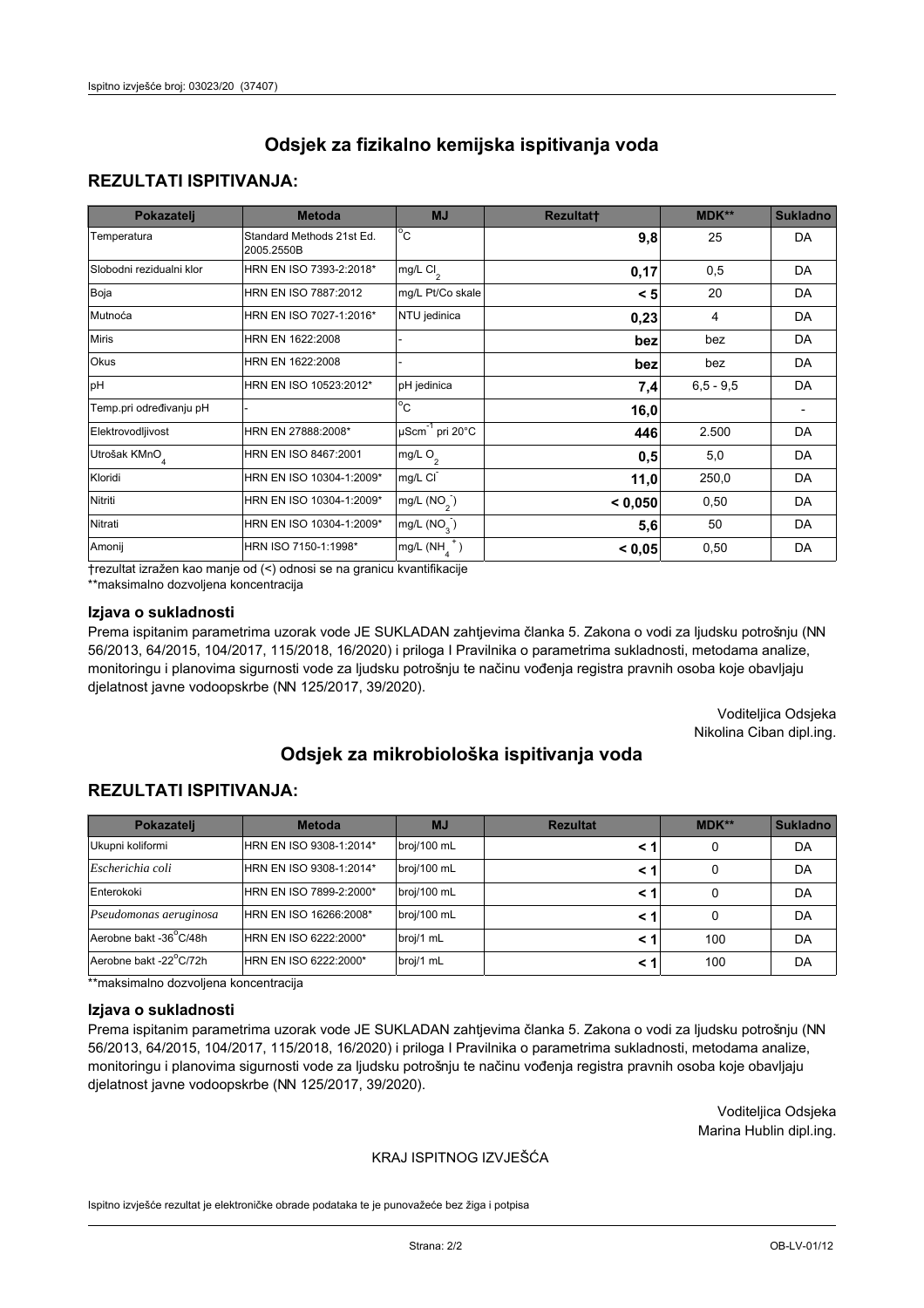## Odsjek za fizikalno kemijska ispitivanja voda

### REZULTATI ISPITIVANJA:

| Pokazatelj | Metoda | MJ | Rezultat† | MDK** | Sukladno |
|---|---|---|---|---|---|
| Temperatura | Standard Methods 21st Ed. 2005.2550B | °C | **9,8** | 25 | DA |
| Slobodni rezidualni klor | HRN EN ISO 7393-2:2018* | mg/L $Cl_2$ | **0,17** | 0,5 | DA |
| Boja | HRN EN ISO 7887:2012 | mg/L Pt/Co skale | **< 5** | 20 | DA |
| Mutnoća | HRN EN ISO 7027-1:2016* | NTU jedinica | **0,23** | 4 | DA |
| Miris | HRN EN 1622:2008 | - | **bez** | bez | DA |
| Okus | HRN EN 1622:2008 | - | **bez** | bez | DA |
| pH | HRN EN ISO 10523:2012* | pH jedinica | **7,4** | 6,5 - 9,5 | DA |
| Temp.pri određivanju pH | - | °C | **16,0** | | - |
| Elektrovodljivost | HRN EN 27888:2008* | $\mu Scm^{-1}$ pri 20°C | **446** | 2.500 | DA |
| Utrošak $KMnO_4$ | HRN EN ISO 8467:2001 | mg/L $O_2$ | **0,5** | 5,0 | DA |
| Kloridi | HRN EN ISO 10304-1:2009* | mg/L $Cl^-$ | **11,0** | 250,0 | DA |
| Nitriti | HRN EN ISO 10304-1:2009* | mg/L ($NO_2^-$) | **< 0,050** | 0,50 | DA |
| Nitrati | HRN EN ISO 10304-1:2009* | mg/L ($NO_3^-$) | **5,6** | 50 | DA |
| Amonij | HRN ISO 7150-1:1998* | mg/L ($NH_4^+$) | **< 0,05** | 0,50 | DA |

†rezultat izražen kao manje od (<) odnosi se na granicu kvantifikacije
**maksimalno dozvoljena koncentracija

### Izjava o sukladnosti

Prema ispitanim parametrima uzorak vode JE SUKLADAN zahtjevima članka 5. Zakona o vodi za ljudsku potrošnju (NN 56/2013, 64/2015, 104/2017, 115/2018, 16/2020) i priloga I Pravilnika o parametrima sukladnosti, metodama analize, monitoringu i planovima sigurnosti vode za ljudsku potrošnju te načinu vođenja registra pravnih osoba koje obavljaju djelatnost javne vodoopskrbe (NN 125/2017, 39/2020).

Voditeljica Odsjeka
Nikolina Ciban dipl.ing.

## Odsjek za mikrobiološka ispitivanja voda

### REZULTATI ISPITIVANJA:

| Pokazatelj | Metoda | MJ | Rezultat | MDK** | Sukladno |
|---|---|---|---|---|---|
| Ukupni koliformi | HRN EN ISO 9308-1:2014* | broj/100 mL | **< 1** | 0 | DA |
| *Escherichia coli* | HRN EN ISO 9308-1:2014* | broj/100 mL | **< 1** | 0 | DA |
| Enterokoki | HRN EN ISO 7899-2:2000* | broj/100 mL | **< 1** | 0 | DA |
| *Pseudomonas aeruginosa* | HRN EN 16266:2008* | broj/100 mL | **< 1** | 0 | DA |
| Aerobne bakt -36°C/48h | HRN EN ISO 6222:2000* | broj/1 mL | **< 1** | 100 | DA |
| Aerobne bakt -22°C/72h | HRN EN ISO 6222:2000* | broj/1 mL | **< 1** | 100 | DA |

**maksimalno dozvoljena koncentracija

### Izjava o sukladnosti

Prema ispitanim parametrima uzorak vode JE SUKLADAN zahtjevima članka 5. Zakona o vodi za ljudsku potrošnju (NN 56/2013, 64/2015, 104/2017, 115/2018, 16/2020) i priloga I Pravilnika o parametrima sukladnosti, metodama analize, monitoringu i planovima sigurnosti vode za ljudsku potrošnju te načinu vođenja registra pravnih osoba koje obavljaju djelatnost javne vodoopskrbe (NN 125/2017, 39/2020).

Voditeljica Odsjeka
Marina Hublin dipl.ing.

KRAJ ISPITNOG IZVJEŠĆA

Ispitno izvješće rezultat je elektroničke obrade podataka te je punovažeće bez žiga i potpisa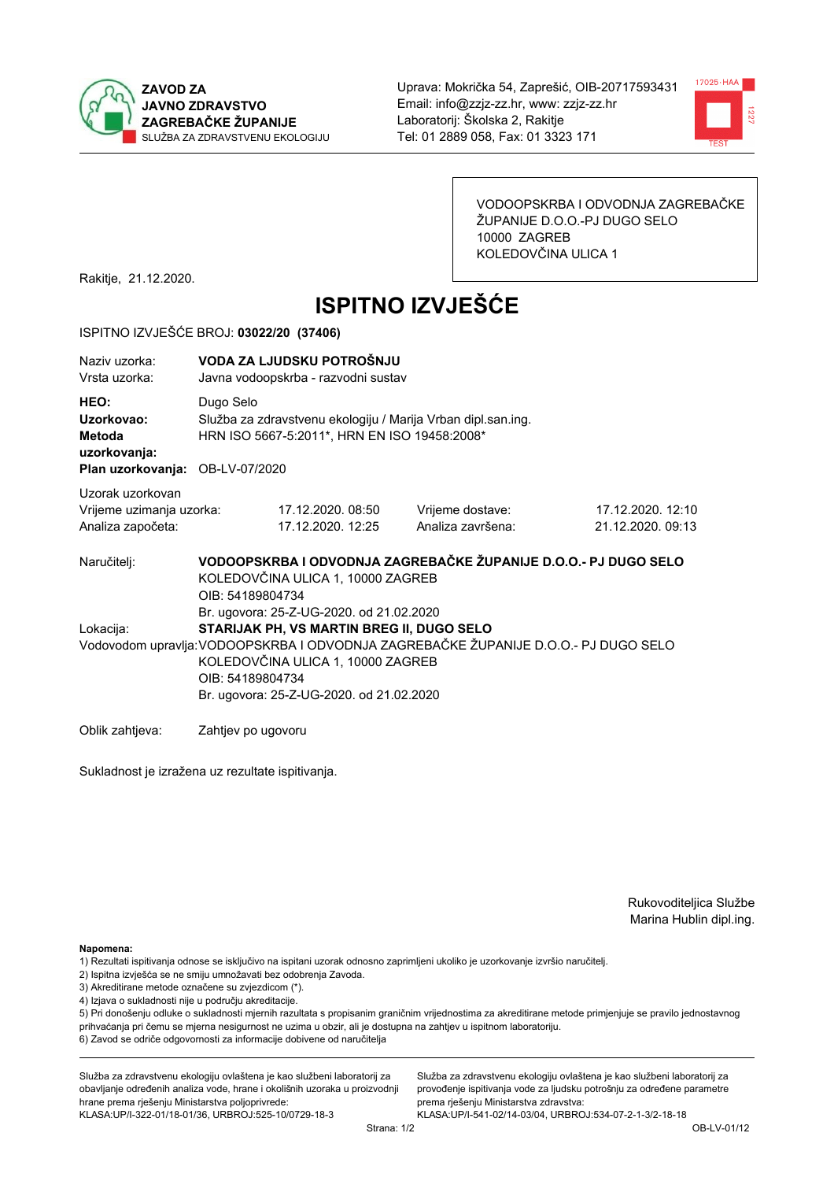**ZAVOD ZA JAVNO ZDRAVSTVO ZAGREBAČKE ŽUPANIJE**
SLUŽBA ZA ZDRAVSTVENU EKOLOGIJU

Uprava: Mokrička 54, Zaprešić, OIB-20717593431
Email: info@zzjz-zz.hr, www: zzjz-zz.hr
Laboratorij: Školska 2, Rakitje
Tel: 01 2889 058, Fax: 01 3323 171

VODOOPSKRBA I ODVODNJA ZAGREBAČKE ŽUPANIJE D.O.O.-PJ DUGO SELO
10000 ZAGREB
KOLEDOVČINA ULICA 1

Rakitje, 21.12.2020.

# ISPITNO IZVJEŠĆE

ISPITNO IZVJEŠĆE BROJ: **03022/20 (37406)**

Naziv uzorka: **VODA ZA LJUDSKU POTROŠNJU**
Vrsta uzorka: Javna vodoopskrba - razvodni sustav

**HEO:** Dugo Selo
**Uzorkovao:** Služba za zdravstvenu ekologiju / Marija Vrban dipl.san.ing.
**Metoda uzorkovanja:** HRN ISO 5667-5:2011*, HRN EN ISO 19458:2008*
**Plan uzorkovanja:** OB-LV-07/2020

Uzorak uzorkovan

| | | | |
|---|---|---|---|
| Vrijeme uzimanja uzorka: | 17.12.2020. 08:50 | Vrijeme dostave: | 17.12.2020. 12:10 |
| Analiza započeta: | 17.12.2020. 12:25 | Analiza završena: | 21.12.2020. 09:13 |

Naručitelj: **VODOOPSKRBA I ODVODNJA ZAGREBAČKE ŽUPANIJE D.O.O.- PJ DUGO SELO**
KOLEDOVČINA ULICA 1, 10000 ZAGREB
OIB: 54189804734
Br. ugovora: 25-Z-UG-2020. od 21.02.2020

Lokacija: **STARIJAK PH, VS MARTIN BREG II, DUGO SELO**

Vodovodom upravlja: VODOOPSKRBA I ODVODNJA ZAGREBAČKE ŽUPANIJE D.O.O.- PJ DUGO SELO
KOLEDOVČINA ULICA 1, 10000 ZAGREB
OIB: 54189804734
Br. ugovora: 25-Z-UG-2020. od 21.02.2020

Oblik zahtjeva: Zahtjev po ugovoru

Sukladnost je izražena uz rezultate ispitivanja.

Rukoviteljica Službe
Marina Hublin dipl.ing.

**Napomena:**
1) Rezultati ispitivanja odnose se isključivo na ispitani uzorak odnosno zaprimljeni ukoliko je uzorkovanje izvršio naručitelj.
2) Ispitna izvješća se ne smiju umnožavati bez odobrenja Zavoda.
3) Akreditirane metode označene su zvjezdicom (*).
4) Izjava o sukladnosti nije u području akreditacije.
5) Pri donošenju odluke o sukladnosti mjernih razultata s propisanim graničnim vrijednostima za akreditirane metode primjenjuje se pravilo jednostavnog prihvaćanja pri čemu se mjerna nesigurnost ne uzima u obzir, ali je dostupna na zahtjev u ispitnom laboratoriju.
6) Zavod se odriče odgovornosti za informacije dobivene od naručitelja

Služba za zdravstvenu ekologiju ovlaštena je kao službeni laboratorij za obavljanje određenih analiza vode, hrane i okolišnih uzoraka u proizvodnji hrane prema rješenju Ministarstva poljoprivrede:
KLASA:UP/I-322-01/18-01/36, URBROJ:525-10/0729-18-3

Služba za zdravstvenu ekologiju ovlaštena je kao službeni laboratorij za provođenje ispitivanja vode za ljudsku potrošnju za određene parametre prema rješenju Ministarstva zdravstva:
KLASA:UP/I-541-02/14-03/04, URBROJ:534-07-2-1-3/2-18-18

OB-LV-01/12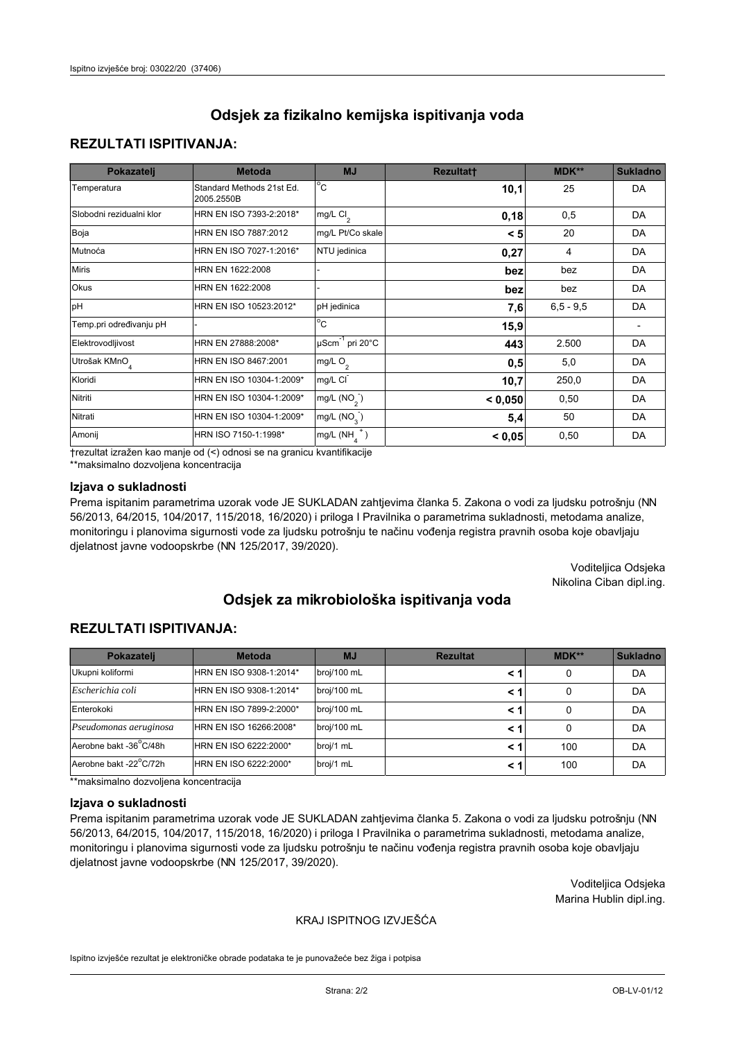# Odsjek za fizikalno kemijska ispitivanja voda

## REZULTATI ISPITIVANJA:

| Pokazatelj | Metoda | MJ | Rezultat† | MDK** | Sukladno |
|---|---|---|---|---|---|
| Temperatura | Standard Methods 21st Ed. 2005.2550B | °C | **10,1** | 25 | DA |
| Slobodni rezidualni klor | HRN EN ISO 7393-2:2018* | mg/L $Cl_2$ | **0,18** | 0,5 | DA |
| Boja | HRN EN ISO 7887:2012 | mg/L Pt/Co skale | **< 5** | 20 | DA |
| Mutnoća | HRN EN ISO 7027-1:2016* | NTU jedinica | **0,27** | 4 | DA |
| Miris | HRN EN 1622:2008 | - | **bez** | bez | DA |
| Okus | HRN EN 1622:2008 | - | **bez** | bez | DA |
| pH | HRN EN ISO 10523:2012* | pH jedinica | **7,6** | 6,5 - 9,5 | DA |
| Temp.pri određivanju pH | - | °C | **15,9** | | - |
| Elektrovodljivost | HRN EN 27888:2008* | $\mu Scm^{-1}$ pri 20°C | **443** | 2.500 | DA |
| Utrošak $KMnO_4$ | HRN EN ISO 8467:2001 | mg/L $O_2$ | **0,5** | 5,0 | DA |
| Kloridi | HRN EN ISO 10304-1:2009* | mg/L $Cl^-$ | **10,7** | 250,0 | DA |
| Nitriti | HRN EN ISO 10304-1:2009* | mg/L $(NO_2^-)$ | **< 0,050** | 0,50 | DA |
| Nitrati | HRN EN ISO 10304-1:2009* | mg/L $(NO_3^-)$ | **5,4** | 50 | DA |
| Amonij | HRN ISO 7150-1:1998* | mg/L $(NH_4^+)$ | **< 0,05** | 0,50 | DA |

†rezultat izražen kao manje od (<) odnosi se na granicu kvantifikacije
**maksimalno dozvoljena koncentracija

### Izjava o sukladnosti

Prema ispitanim parametrima uzorak vode JE SUKLADAN zahtjevima članka 5. Zakona o vodi za ljudsku potrošnju (NN 56/2013, 64/2015, 104/2017, 115/2018, 16/2020) i priloga I Pravilnika o parametrima sukladnosti, metodama analize, monitoringu i planovima sigurnosti vode za ljudsku potrošnju te načinu vođenja registra pravnih osoba koje obavljaju djelatnost javne vodoopskrbe (NN 125/2017, 39/2020).

Voditeljica Odsjeka
Nikolina Ciban dipl.ing.

# Odsjek za mikrobiološka ispitivanja voda

## REZULTATI ISPITIVANJA:

| Pokazatelj | Metoda | MJ | Rezultat | MDK** | Sukladno |
|---|---|---|---|---|---|
| Ukupni koliformi | HRN EN ISO 9308-1:2014* | broj/100 mL | **< 1** | 0 | DA |
| *Escherichia coli* | HRN EN ISO 9308-1:2014* | broj/100 mL | **< 1** | 0 | DA |
| Enterokoki | HRN EN ISO 7899-2:2000* | broj/100 mL | **< 1** | 0 | DA |
| *Pseudomonas aeruginosa* | HRN EN 16266:2008* | broj/100 mL | **< 1** | 0 | DA |
| Aerobne bakt -36°C/48h | HRN EN ISO 6222:2000* | broj/1 mL | **< 1** | 100 | DA |
| Aerobne bakt -22°C/72h | HRN EN ISO 6222:2000* | broj/1 mL | **< 1** | 100 | DA |

**maksimalno dozvoljena koncentracija

### Izjava o sukladnosti

Prema ispitanim parametrima uzorak vode JE SUKLADAN zahtjevima članka 5. Zakona o vodi za ljudsku potrošnju (NN 56/2013, 64/2015, 104/2017, 115/2018, 16/2020) i priloga I Pravilnika o parametrima sukladnosti, metodama analize, monitoringu i planovima sigurnosti vode za ljudsku potrošnju te načinu vođenja registra pravnih osoba koje obavljaju djelatnost javne vodoopskrbe (NN 125/2017, 39/2020).

Voditeljica Odsjeka
Marina Hublin dipl.ing.

KRAJ ISPITNOG IZVJEŠĆA

Ispitno izvješće rezultat je elektroničke obrade podataka te je punovažeće bez žiga i potpisa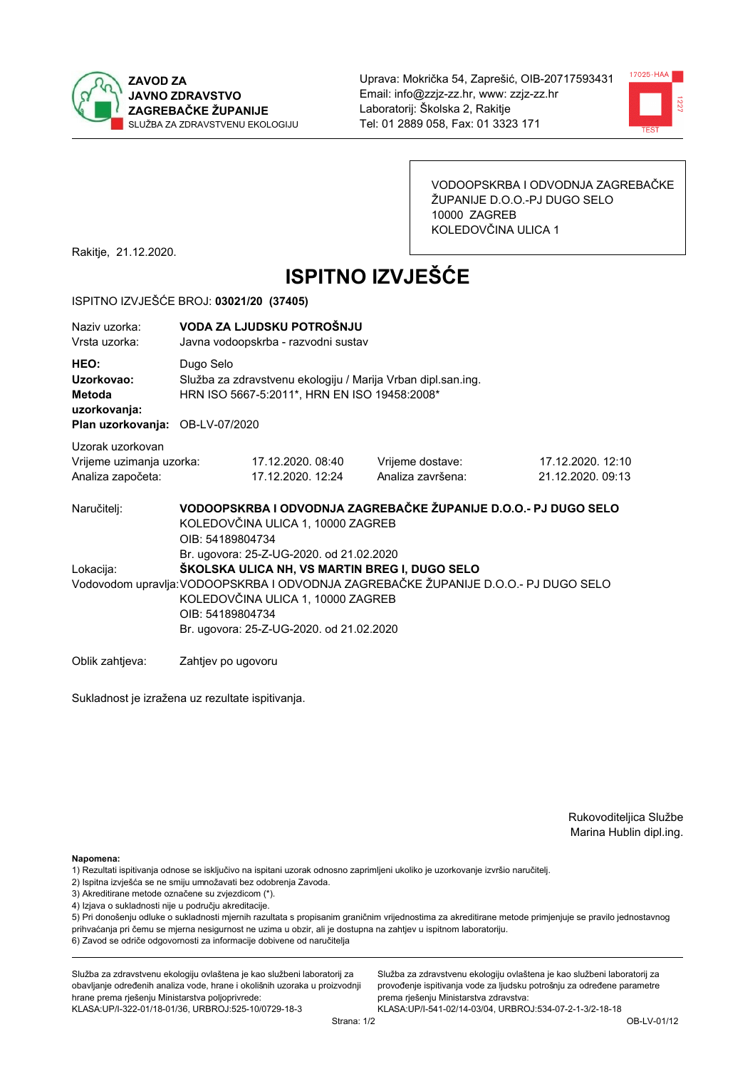**ZAVOD ZA JAVNO ZDRAVSTVO ZAGREBAČKE ŽUPANIJE**
SLUŽBA ZA ZDRAVSTVENU EKOLOGIJU

Uprava: Mokrička 54, Zaprešić, OIB-20717593431
Email: info@zzjz-zz.hr, www: zzjz-zz.hr
Laboratorij: Školska 2, Rakitje
Tel: 01 2889 058, Fax: 01 3323 171

VODOOPSKRBA I ODVODNJA ZAGREBAČKE ŽUPANIJE D.O.O.-PJ DUGO SELO
10000 ZAGREB
KOLEDOVČINA ULICA 1

Rakitje, 21.12.2020.

# ISPITNO IZVJEŠĆE

ISPITNO IZVJEŠĆE BROJ: **03021/20 (37405)**

Naziv uzorka: **VODA ZA LJUDSKU POTROŠNJU**
Vrsta uzorka: Javna vodoopskrba - razvodni sustav

**HEO:** Dugo Selo
**Uzorkovao:** Služba za zdravstvenu ekologiju / Marija Vrban dipl.san.ing.
**Metoda uzorkovanja:** HRN ISO 5667-5:2011*, HRN EN ISO 19458:2008*
**Plan uzorkovanja:** OB-LV-07/2020

Uzorak uzorkovan

| | | | |
|---|---|---|---|
| Vrijeme uzimanja uzorka: | 17.12.2020. 08:40 | Vrijeme dostave: | 17.12.2020. 12:10 |
| Analiza započeta: | 17.12.2020. 12:24 | Analiza završena: | 21.12.2020. 09:13 |

Naručitelj: **VODOOPSKRBA I ODVODNJA ZAGREBAČKE ŽUPANIJE D.O.O.- PJ DUGO SELO**
KOLEDOVČINA ULICA 1, 10000 ZAGREB
OIB: 54189804734
Br. ugovora: 25-Z-UG-2020. od 21.02.2020

Lokacija: **ŠKOLSKA ULICA NH, VS MARTIN BREG I, DUGO SELO**

Vodovodom upravlja: VODOOPSKRBA I ODVODNJA ZAGREBAČKE ŽUPANIJE D.O.O.- PJ DUGO SELO
KOLEDOVČINA ULICA 1, 10000 ZAGREB
OIB: 54189804734
Br. ugovora: 25-Z-UG-2020. od 21.02.2020

Oblik zahtjeva: Zahtjev po ugovoru

Sukladnost je izražena uz rezultate ispitivanja.

Rukovoditeljica Službe
Marina Hublin dipl.ing.

**Napomena:**
1) Rezultati ispitivanja odnose se isključivo na ispitani uzorak odnosno zaprimljeni ukoliko je uzorkovanje izvršio naručitelj.
2) Ispitna izvješća se ne smiju umnožavati bez odobrenja Zavoda.
3) Akreditirane metode označene su zvjezdicom (*).
4) Izjava o sukladnosti nije u području akreditacije.
5) Pri donošenju odluke o sukladnosti mjernih rezultata s propisanim graničnim vrijednostima za akreditirane metode primjenjuje se pravilo jednostavnog prihvaćanja pri čemu se mjerna nesigurnost ne uzima u obzir, ali je dostupna na zahtjev u ispitnom laboratoriju.
6) Zavod se odriče odgovornosti za informacije dobivene od naručitelja

Služba za zdravstvenu ekologiju ovlaštena je kao službeni laboratorij za obavljanje određenih analiza vode, hrane i okolišnih uzoraka u proizvodnji hrane prema rješenju Ministarstva poljoprivrede:
KLASA:UP/I-322-01/18-01/36, URBROJ:525-10/0729-18-3

Služba za zdravstvenu ekologiju ovlaštena je kao službeni laboratorij za provođenje ispitivanja vode za ljudsku potrošnju za određene parametre prema rješenju Ministarstva zdravstva:
KLASA:UP/I-541-02/14-03/04, URBROJ:534-07-2-1-3/2-18-18

OB-LV-01/12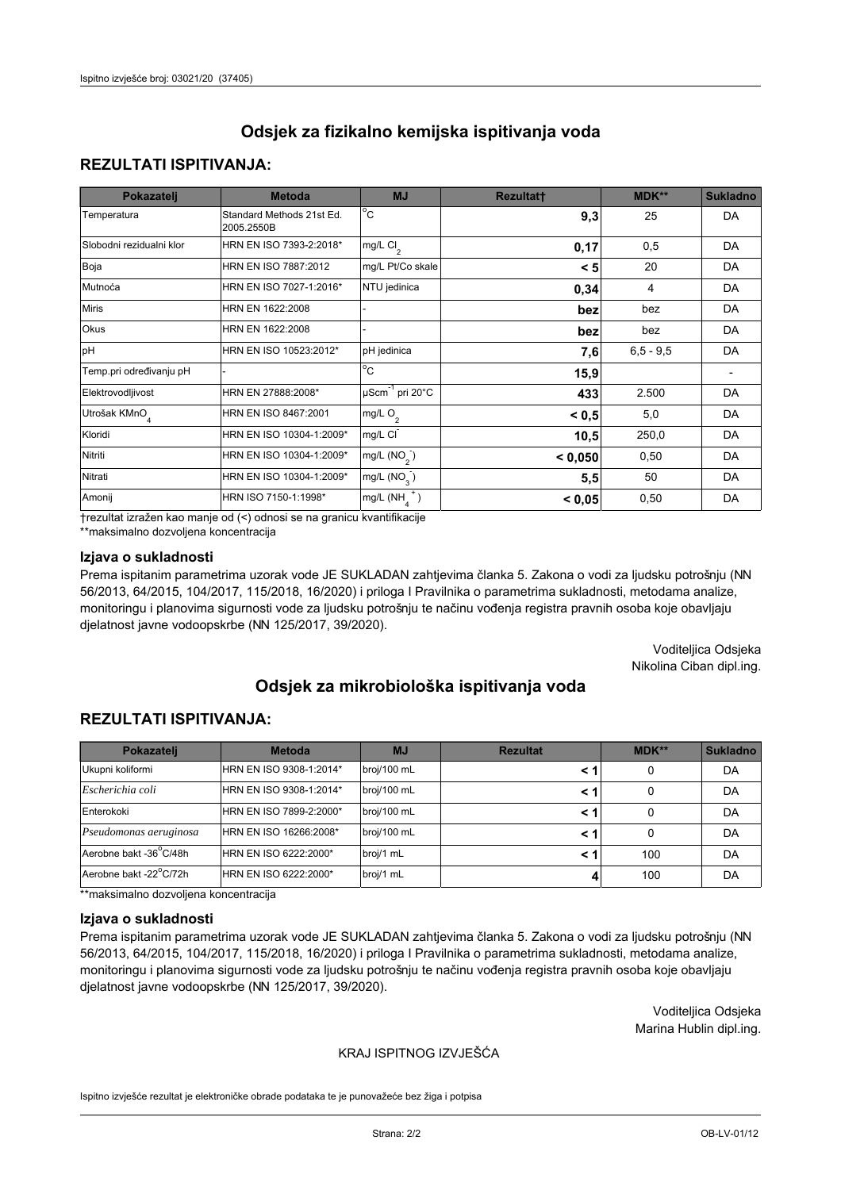# Odsjek za fizikalno kemijska ispitivanja voda

## REZULTATI ISPITIVANJA:

| Pokazatelj | Metoda | MJ | Rezultat† | MDK** | Sukladno |
|---|---|---|---|---|---|
| Temperatura | Standard Methods 21st Ed. 2005.2550B | °C | **9,3** | 25 | DA |
| Slobodni rezidualni klor | HRN EN ISO 7393-2:2018* | mg/L $Cl_2$ | **0,17** | 0,5 | DA |
| Boja | HRN EN ISO 7887:2012 | mg/L Pt/Co skale | **< 5** | 20 | DA |
| Mutnoća | HRN EN ISO 7027-1:2016* | NTU jedinica | **0,34** | 4 | DA |
| Miris | HRN EN 1622:2008 | - | **bez** | bez | DA |
| Okus | HRN EN 1622:2008 | - | **bez** | bez | DA |
| pH | HRN EN ISO 10523:2012* | pH jedinica | **7,6** | 6,5 - 9,5 | DA |
| Temp.pri određivanju pH | - | °C | **15,9** | | - |
| Elektrovodljivost | HRN EN 27888:2008* | $\mu Scm^{-1}$ pri 20°C | **433** | 2.500 | DA |
| Utrošak $KMnO_4$ | HRN EN ISO 8467:2001 | mg/L $O_2$ | **< 0,5** | 5,0 | DA |
| Kloridi | HRN EN ISO 10304-1:2009* | mg/L $Cl^-$ | **10,5** | 250,0 | DA |
| Nitriti | HRN EN ISO 10304-1:2009* | mg/L ($NO_2^-$) | **< 0,050** | 0,50 | DA |
| Nitrati | HRN EN ISO 10304-1:2009* | mg/L ($NO_3^-$) | **5,5** | 50 | DA |
| Amonij | HRN ISO 7150-1:1998* | mg/L ($NH_4^+$) | **< 0,05** | 0,50 | DA |

†rezultat izražen kao manje od (<) odnosi se na granicu kvantifikacije
**maksimalno dozvoljena koncentracija

### Izjava o sukladnosti

Prema ispitanim parametrima uzorak vode JE SUKLADAN zahtjevima članka 5. Zakona o vodi za ljudsku potrošnju (NN 56/2013, 64/2015, 104/2017, 115/2018, 16/2020) i priloga I Pravilnika o parametrima sukladnosti, metodama analize, monitoringu i planovima sigurnosti vode za ljudsku potrošnju te načinu vođenja registra pravnih osoba koje obavljaju djelatnost javne vodoopskrbe (NN 125/2017, 39/2020).

Voditeljica Odsjeka
Nikolina Ciban dipl.ing.

# Odsjek za mikrobiološka ispitivanja voda

## REZULTATI ISPITIVANJA:

| Pokazatelj | Metoda | MJ | Rezultat | MDK** | Sukladno |
|---|---|---|---|---|---|
| Ukupni koliformi | HRN EN ISO 9308-1:2014* | broj/100 mL | **< 1** | 0 | DA |
| *Escherichia coli* | HRN EN ISO 9308-1:2014* | broj/100 mL | **< 1** | 0 | DA |
| Enterokoki | HRN EN ISO 7899-2:2000* | broj/100 mL | **< 1** | 0 | DA |
| *Pseudomonas aeruginosa* | HRN EN 16266:2008* | broj/100 mL | **< 1** | 0 | DA |
| Aerobne bakt -36°C/48h | HRN EN ISO 6222:2000* | broj/1 mL | **< 1** | 100 | DA |
| Aerobne bakt -22°C/72h | HRN EN ISO 6222:2000* | broj/1 mL | **4** | 100 | DA |

**maksimalno dozvoljena koncentracija

### Izjava o sukladnosti

Prema ispitanim parametrima uzorak vode JE SUKLADAN zahtjevima članka 5. Zakona o vodi za ljudsku potrošnju (NN 56/2013, 64/2015, 104/2017, 115/2018, 16/2020) i priloga I Pravilnika o parametrima sukladnosti, metodama analize, monitoringu i planovima sigurnosti vode za ljudsku potrošnju te načinu vođenja registra pravnih osoba koje obavljaju djelatnost javne vodoopskrbe (NN 125/2017, 39/2020).

Voditeljica Odsjeka
Marina Hublin dipl.ing.

KRAJ ISPITNOG IZVJEŠĆA

Ispitno izvješće rezultat je elektroničke obrade podataka te je punovažeće bez žiga i potpisa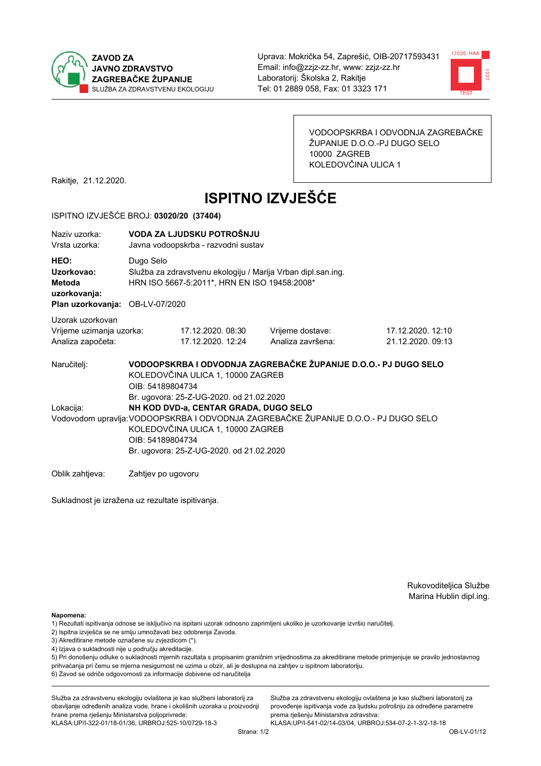**ZAVOD ZA JAVNO ZDRAVSTVO ZAGREBAČKE ŽUPANIJE**
SLUŽBA ZA ZDRAVSTVENU EKOLOGIJU

Uprava: Mokrička 54, Zaprešić, OIB-20717593431
Email: info@zzjz-zz.hr, www: zzjz-zz.hr
Laboratorij: Školska 2, Rakitje
Tel: 01 2889 058, Fax: 01 3323 171

VODOOPSKRBA I ODVODNJA ZAGREBAČKE ŽUPANIJE D.O.O.-PJ DUGO SELO
10000 ZAGREB
KOLEDOVČINA ULICA 1

Rakitje, 21.12.2020.

# ISPITNO IZVJEŠĆE

ISPITNO IZVJEŠĆE BROJ: **03020/20 (37404)**

Naziv uzorka: **VODA ZA LJUDSKU POTROŠNJU**
Vrsta uzorka: Javna vodoopskrba - razvodni sustav

**HEO:** Dugo Selo
**Uzorkovao:** Služba za zdravstvenu ekologiju / Marija Vrban dipl.san.ing.
**Metoda uzorkovanja:** HRN ISO 5667-5:2011*, HRN EN ISO 19458:2008*
**Plan uzorkovanja:** OB-LV-07/2020

Uzorak uzorkovan

| | | | |
|---|---|---|---|
| Vrijeme uzimanja uzorka: | 17.12.2020. 08:30 | Vrijeme dostave: | 17.12.2020. 12:10 |
| Analiza započeta: | 17.12.2020. 12:24 | Analiza završena: | 21.12.2020. 09:13 |

Naručitelj: **VODOOPSKRBA I ODVODNJA ZAGREBAČKE ŽUPANIJE D.O.O.- PJ DUGO SELO**
KOLEDOVČINA ULICA 1, 10000 ZAGREB
OIB: 54189804734
Br. ugovora: 25-Z-UG-2020. od 21.02.2020

Lokacija: **NH KOD DVD-a, CENTAR GRADA, DUGO SELO**

Vodovodom upravlja: VODOOPSKRBA I ODVODNJA ZAGREBAČKE ŽUPANIJE D.O.O.- PJ DUGO SELO
KOLEDOVČINA ULICA 1, 10000 ZAGREB
OIB: 54189804734
Br. ugovora: 25-Z-UG-2020. od 21.02.2020

Oblik zahtjeva: Zahtjev po ugovoru

Sukladnost je izražena uz rezultate ispitivanja.

Rukovoditeljica Službe
Marina Hublin dipl.ing.

**Napomena:**
1) Rezultati ispitivanja odnose se isključivo na ispitani uzorak odnosno zaprimljeni ukoliko je uzorkovanje izvršio naručitelj.
2) Ispitna izvješća se ne smiju umnožavati bez odobrenja Zavoda.
3) Akreditirane metode označene su zvjezdicom (*).
4) Izjava o sukladnosti nije u području akreditacije.
5) Pri donošenju odluke o sukladnosti mjernih razultata s propisanim graničnim vrijednostima za akreditirane metode primjenjuje se pravilo jednostavnog prihvaćanja pri čemu se mjerna nesigurnost ne uzima u obzir, ali je dostupna na zahtjev u ispitnom laboratoriju.
6) Zavod se odriče odgovornosti za informacije dobivene od naručitelja

Služba za zdravstvenu ekologiju ovlaštena je kao službeni laboratorij za obavljanje određenih analiza vode, hrane i okolišnih uzoraka u proizvodnji hrane prema rješenju Ministarstva poljoprivrede:
KLASA:UP/I-322-01/18-01/36, URBROJ:525-10/0729-18-3

Služba za zdravstvenu ekologiju ovlaštena je kao službeni laboratorij za provođenje ispitivanja vode za ljudsku potrošnju za određene parametre prema rješenju Ministarstva zdravstva:
KLASA:UP/I-541-02/14-03/04, URBROJ:534-07-2-1-3/2-18-18

OB-LV-01/12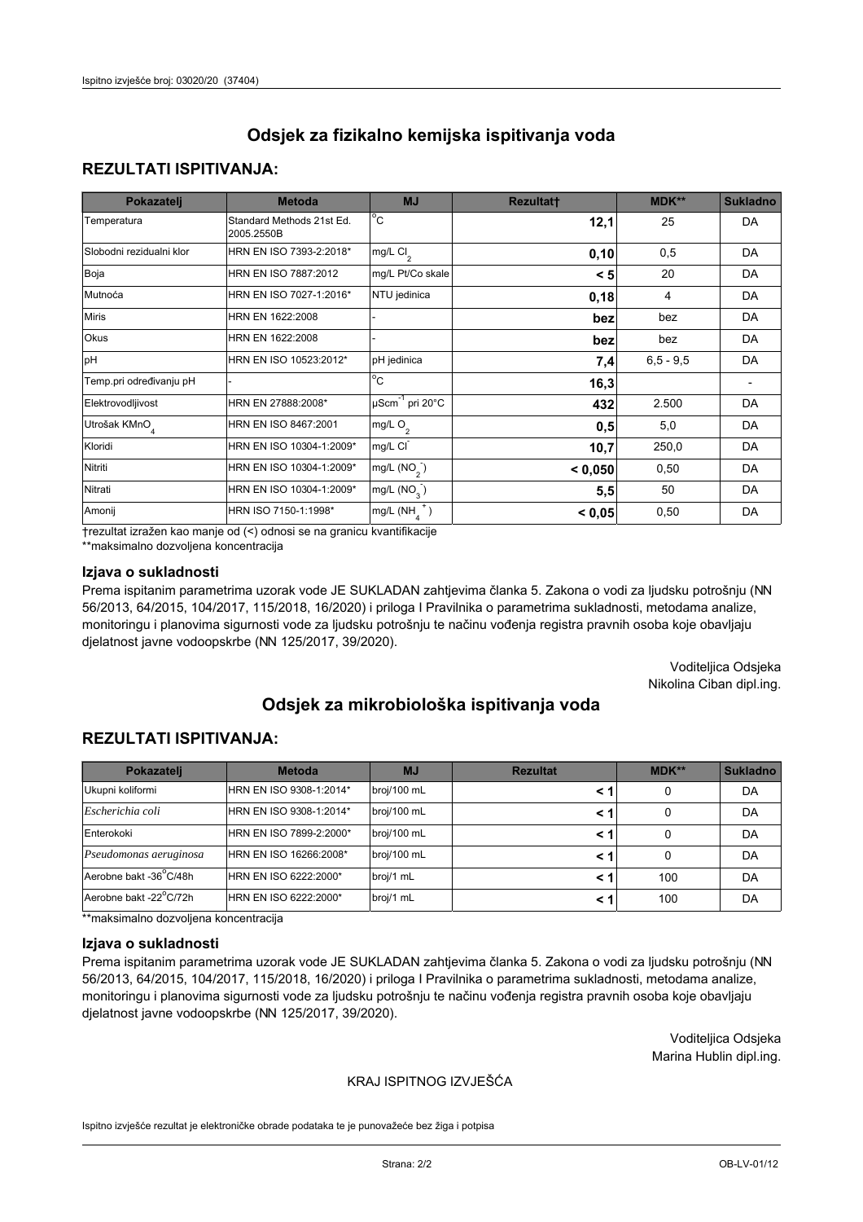# Odsjek za fizikalno kemijska ispitivanja voda

## REZULTATI ISPITIVANJA:

| Pokazatelj | Metoda | MJ | Rezultat† | MDK** | Sukladno |
|---|---|---|---|---|---|
| Temperatura | Standard Methods 21st Ed. 2005.2550B | °C | **12,1** | 25 | DA |
| Slobodni rezidualni klor | HRN EN ISO 7393-2:2018* | mg/L $Cl_2$ | **0,10** | 0,5 | DA |
| Boja | HRN EN ISO 7887:2012 | mg/L Pt/Co skale | **< 5** | 20 | DA |
| Mutnoća | HRN EN ISO 7027-1:2016* | NTU jedinica | **0,18** | 4 | DA |
| Miris | HRN EN 1622:2008 | - | **bez** | bez | DA |
| Okus | HRN EN 1622:2008 | - | **bez** | bez | DA |
| pH | HRN EN ISO 10523:2012* | pH jedinica | **7,4** | 6,5 - 9,5 | DA |
| Temp.pri određivanju pH | - | °C | **16,3** | | - |
| Elektrovodljivost | HRN EN 27888:2008* | $\mu Scm^{-1}$ pri 20°C | **432** | 2.500 | DA |
| Utrošak $KMnO_4$ | HRN EN ISO 8467:2001 | mg/L $O_2$ | **0,5** | 5,0 | DA |
| Kloridi | HRN EN ISO 10304-1:2009* | mg/L $Cl^-$ | **10,7** | 250,0 | DA |
| Nitriti | HRN EN ISO 10304-1:2009* | mg/L $(NO_2^-)$ | **< 0,050** | 0,50 | DA |
| Nitrati | HRN EN ISO 10304-1:2009* | mg/L $(NO_3^-)$ | **5,5** | 50 | DA |
| Amonij | HRN ISO 7150-1:1998* | mg/L $(NH_4^+)$ | **< 0,05** | 0,50 | DA |

†rezultat izražen kao manje od (<) odnosi se na granicu kvantifikacije
**maksimalno dozvoljena koncentracija

### Izjava o sukladnosti

Prema ispitanim parametrima uzorak vode JE SUKLADAN zahtjevima članka 5. Zakona o vodi za ljudsku potrošnju (NN 56/2013, 64/2015, 104/2017, 115/2018, 16/2020) i priloga I Pravilnika o parametrima sukladnosti, metodama analize, monitoringu i planovima sigurnosti vode za ljudsku potrošnju te načinu vođenja registra pravnih osoba koje obavljaju djelatnost javne vodoopskrbe (NN 125/2017, 39/2020).

Voditeljica Odsjeka
Nikolina Ciban dipl.ing.

# Odsjek za mikrobiološka ispitivanja voda

## REZULTATI ISPITIVANJA:

| Pokazatelj | Metoda | MJ | Rezultat | MDK** | Sukladno |
|---|---|---|---|---|---|
| Ukupni koliformi | HRN EN ISO 9308-1:2014* | broj/100 mL | **< 1** | 0 | DA |
| *Escherichia coli* | HRN EN ISO 9308-1:2014* | broj/100 mL | **< 1** | 0 | DA |
| Enterokoki | HRN EN ISO 7899-2:2000* | broj/100 mL | **< 1** | 0 | DA |
| *Pseudomonas aeruginosa* | HRN EN ISO 16266:2008* | broj/100 mL | **< 1** | 0 | DA |
| Aerobne bakt -36°C/48h | HRN EN ISO 6222:2000* | broj/1 mL | **< 1** | 100 | DA |
| Aerobne bakt -22°C/72h | HRN EN ISO 6222:2000* | broj/1 mL | **< 1** | 100 | DA |

**maksimalno dozvoljena koncentracija

### Izjava o sukladnosti

Prema ispitanim parametrima uzorak vode JE SUKLADAN zahtjevima članka 5. Zakona o vodi za ljudsku potrošnju (NN 56/2013, 64/2015, 104/2017, 115/2018, 16/2020) i priloga I Pravilnika o parametrima sukladnosti, metodama analize, monitoringu i planovima sigurnosti vode za ljudsku potrošnju te načinu vođenja registra pravnih osoba koje obavljaju djelatnost javne vodoopskrbe (NN 125/2017, 39/2020).

Voditeljica Odsjeka
Marina Hublin dipl.ing.

KRAJ ISPITNOG IZVJEŠĆA

Ispitno izvješće rezultat je elektroničke obrade podataka te je punovažeće bez žiga i potpisa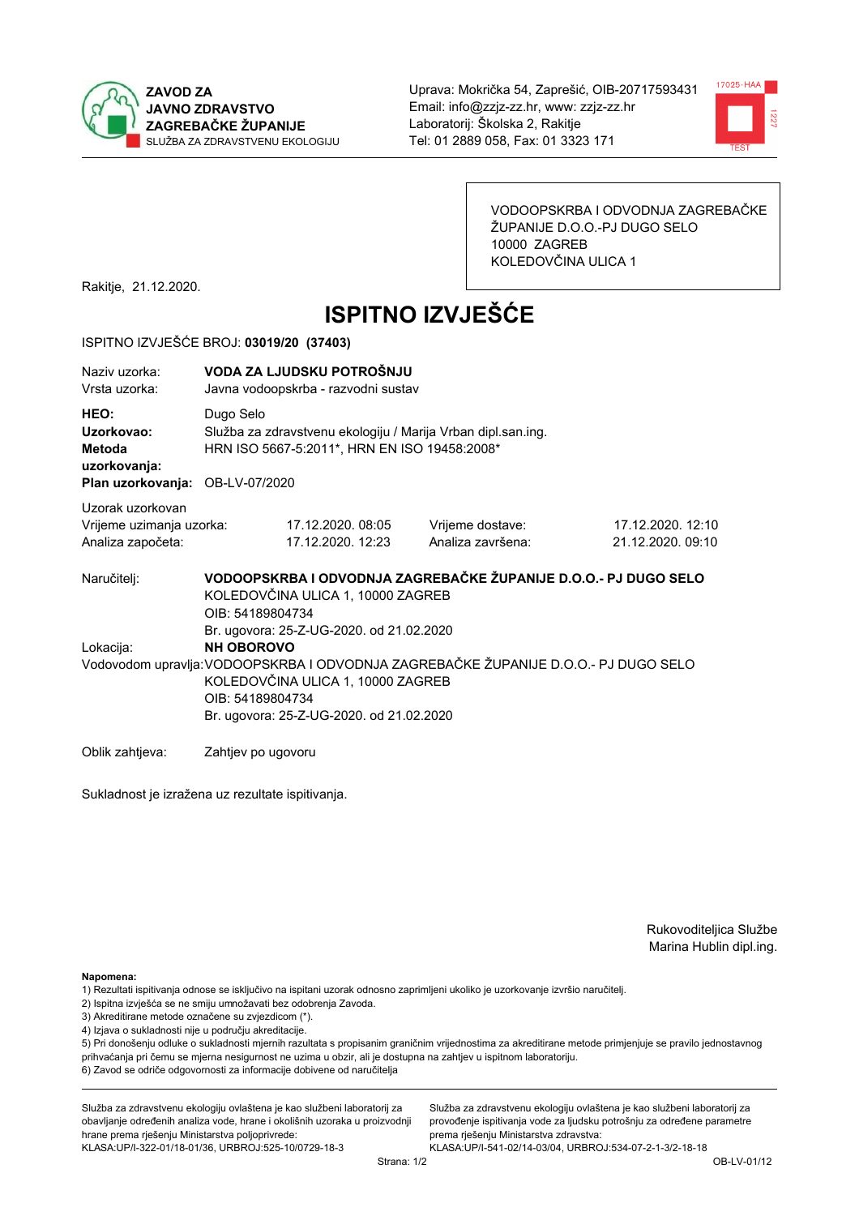**ZAVOD ZA JAVNO ZDRAVSTVO ZAGREBAČKE ŽUPANIJE**
SLUŽBA ZA ZDRAVSTVENU EKOLOGIJU

Uprava: Mokrička 54, Zaprešić, OIB-20717593431
Email: info@zzjz-zz.hr, www: zzjz-zz.hr
Laboratorij: Školska 2, Rakitje
Tel: 01 2889 058, Fax: 01 3323 171

VODOOPSKRBA I ODVODNJA ZAGREBAČKE ŽUPANIJE D.O.O.-PJ DUGO SELO
10000 ZAGREB
KOLEDOVČINA ULICA 1

Rakitje, 21.12.2020.

# ISPITNO IZVJEŠĆE

ISPITNO IZVJEŠĆE BROJ: **03019/20 (37403)**

| | |
|---|---|
| Naziv uzorka: | **VODA ZA LJUDSKU POTROŠNJU** |
| Vrsta uzorka: | Javna vodoopskrba - razvodni sustav |
| **HEO:** | Dugo Selo |
| **Uzorkovao:** | Služba za zdravstvenu ekologiju / Marija Vrban dipl.san.ing. |
| **Metoda uzorkovanja:** | HRN ISO 5667-5:2011*, HRN EN ISO 19458:2008* |
| **Plan uzorkovanja:** | OB-LV-07/2020 |

Uzorak uzorkovan

| | | | |
|---|---|---|---|
| Vrijeme uzimanja uzorka: | 17.12.2020. 08:05 | Vrijeme dostave: | 17.12.2020. 12:10 |
| Analiza započeta: | 17.12.2020. 12:23 | Analiza završena: | 21.12.2020. 09:10 |

Naručitelj: **VODOOPSKRBA I ODVODNJA ZAGREBAČKE ŽUPANIJE D.O.O.- PJ DUGO SELO**
KOLEDOVČINA ULICA 1, 10000 ZAGREB
OIB: 54189804734
Br. ugovora: 25-Z-UG-2020. od 21.02.2020

Lokacija: **NH OBOROVO**

Vodovodom upravlja: VODOOPSKRBA I ODVODNJA ZAGREBAČKE ŽUPANIJE D.O.O.- PJ DUGO SELO
KOLEDOVČINA ULICA 1, 10000 ZAGREB
OIB: 54189804734
Br. ugovora: 25-Z-UG-2020. od 21.02.2020

Oblik zahtjeva: Zahtjev po ugovoru

Sukladnost je izražena uz rezultate ispitivanja.

Rukovoditeljica Službe
Marina Hublin dipl.ing.

**Napomena:**

1) Rezultati ispitivanja odnose se isključivo na ispitani uzorak odnosno zaprimljeni ukoliko je uzorkovanje izvršio naručitelj.
2) Ispitna izvješća se ne smiju umnožavati bez odobrenja Zavoda.
3) Akreditirane metode označene su zvjezdicom (*).
4) Izjava o sukladnosti nije u području akreditacije.
5) Pri donošenju odluke o sukladnosti mjernih rezultata s propisanim graničnim vrijednostima za akreditirane metode primjenjuje se pravilo jednostavnog prihvaćanja pri čemu se mjerna nesigurnost ne uzima u obzir, ali je dostupna na zahtjev u ispitnom laboratoriju.
6) Zavod se odriče odgovornosti za informacije dobivene od naručitelja

Služba za zdravstvenu ekologiju ovlaštena je kao službeni laboratorij za obavljanje određenih analiza vode, hrane i okolišnih uzoraka u proizvodnji hrane prema rješenju Ministarstva poljoprivrede: KLASA:UP/I-322-01/18-01/36, URBROJ:525-10/0729-18-3

Služba za zdravstvenu ekologiju ovlaštena je kao službeni laboratorij za provođenje ispitivanja vode za ljudsku potrošnju za određene parametre prema rješenju Ministarstva zdravstva: KLASA:UP/I-541-02/14-03/04, URBROJ:534-07-2-1-3/2-18-18

OB-LV-01/12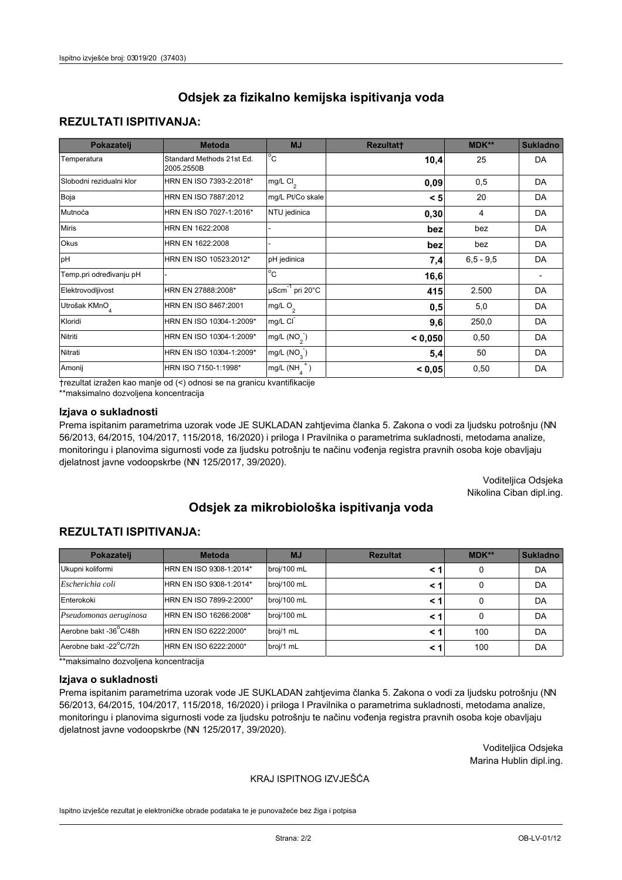# Odsjek za fizikalno kemijska ispitivanja voda

## REZULTATI ISPITIVANJA:

| Pokazatelj | Metoda | MJ | Rezultat† | MDK** | Sukladno |
|---|---|---|---|---|---|
| Temperatura | Standard Methods 21st Ed. 2005.2550B | °C | **10,4** | 25 | DA |
| Slobodni rezidualni klor | HRN EN ISO 7393-2:2018* | mg/L $Cl_2$ | **0,09** | 0,5 | DA |
| Boja | HRN EN ISO 7887:2012 | mg/L Pt/Co skale | **< 5** | 20 | DA |
| Mutnoća | HRN EN ISO 7027-1:2016* | NTU jedinica | **0,30** | 4 | DA |
| Miris | HRN EN 1622:2008 | - | **bez** | bez | DA |
| Okus | HRN EN 1622:2008 | - | **bez** | bez | DA |
| pH | HRN EN ISO 10523:2012* | pH jedinica | **7,4** | 6,5 - 9,5 | DA |
| Temp.pri određivanju pH | - | °C | **16,6** | | - |
| Elektrovodljivost | HRN EN 27888:2008* | $\mu Scm^{-1}$ pri 20°C | **415** | 2.500 | DA |
| Utrošak $KMnO_4$ | HRN EN ISO 8467:2001 | mg/L $O_2$ | **0,5** | 5,0 | DA |
| Kloridi | HRN EN ISO 10304-1:2009* | mg/L $Cl^-$ | **9,6** | 250,0 | DA |
| Nitriti | HRN EN ISO 10304-1:2009* | mg/L $(NO_2^-)$ | **< 0,050** | 0,50 | DA |
| Nitrati | HRN EN ISO 10304-1:2009* | mg/L $(NO_3^-)$ | **5,4** | 50 | DA |
| Amonij | HRN ISO 7150-1:1998* | mg/L $(NH_4^+)$ | **< 0,05** | 0,50 | DA |

†rezultat izražen kao manje od (<) odnosi se na granicu kvantifikacije
**maksimalno dozvoljena koncentracija

### Izjava o sukladnosti

Prema ispitanim parametrima uzorak vode JE SUKLADAN zahtjevima članka 5. Zakona o vodi za ljudsku potrošnju (NN 56/2013, 64/2015, 104/2017, 115/2018, 16/2020) i priloga I Pravilnika o parametrima sukladnosti, metodama analize, monitoringu i planovima sigurnosti vode za ljudsku potrošnju te načinu vođenja registra pravnih osoba koje obavljaju djelatnost javne vodoopskrbe (NN 125/2017, 39/2020).

Voditeljica Odsjeka
Nikolina Ciban dipl.ing.

# Odsjek za mikrobiološka ispitivanja voda

## REZULTATI ISPITIVANJA:

| Pokazatelj | Metoda | MJ | Rezultat | MDK** | Sukladno |
|---|---|---|---|---|---|
| Ukupni koliformi | HRN EN ISO 9308-1:2014* | broj/100 mL | **< 1** | 0 | DA |
| *Escherichia coli* | HRN EN ISO 9308-1:2014* | broj/100 mL | **< 1** | 0 | DA |
| Enterokoki | HRN EN ISO 7899-2:2000* | broj/100 mL | **< 1** | 0 | DA |
| *Pseudomonas aeruginosa* | HRN EN ISO 16266:2008* | broj/100 mL | **< 1** | 0 | DA |
| Aerobne bakt -36°C/48h | HRN EN ISO 6222:2000* | broj/1 mL | **< 1** | 100 | DA |
| Aerobne bakt -22°C/72h | HRN EN ISO 6222:2000* | broj/1 mL | **< 1** | 100 | DA |

**maksimalno dozvoljena koncentracija

### Izjava o sukladnosti

Prema ispitanim parametrima uzorak vode JE SUKLADAN zahtjevima članka 5. Zakona o vodi za ljudsku potrošnju (NN 56/2013, 64/2015, 104/2017, 115/2018, 16/2020) i priloga I Pravilnika o parametrima sukladnosti, metodama analize, monitoringu i planovima sigurnosti vode za ljudsku potrošnju te načinu vođenja registra pravnih osoba koje obavljaju djelatnost javne vodoopskrbe (NN 125/2017, 39/2020).

Voditeljica Odsjeka
Marina Hublin dipl.ing.

KRAJ ISPITNOG IZVJEŠĆA

Ispitno izvješće rezultat je elektroničke obrade podataka te je punovažeće bez žiga i potpisa